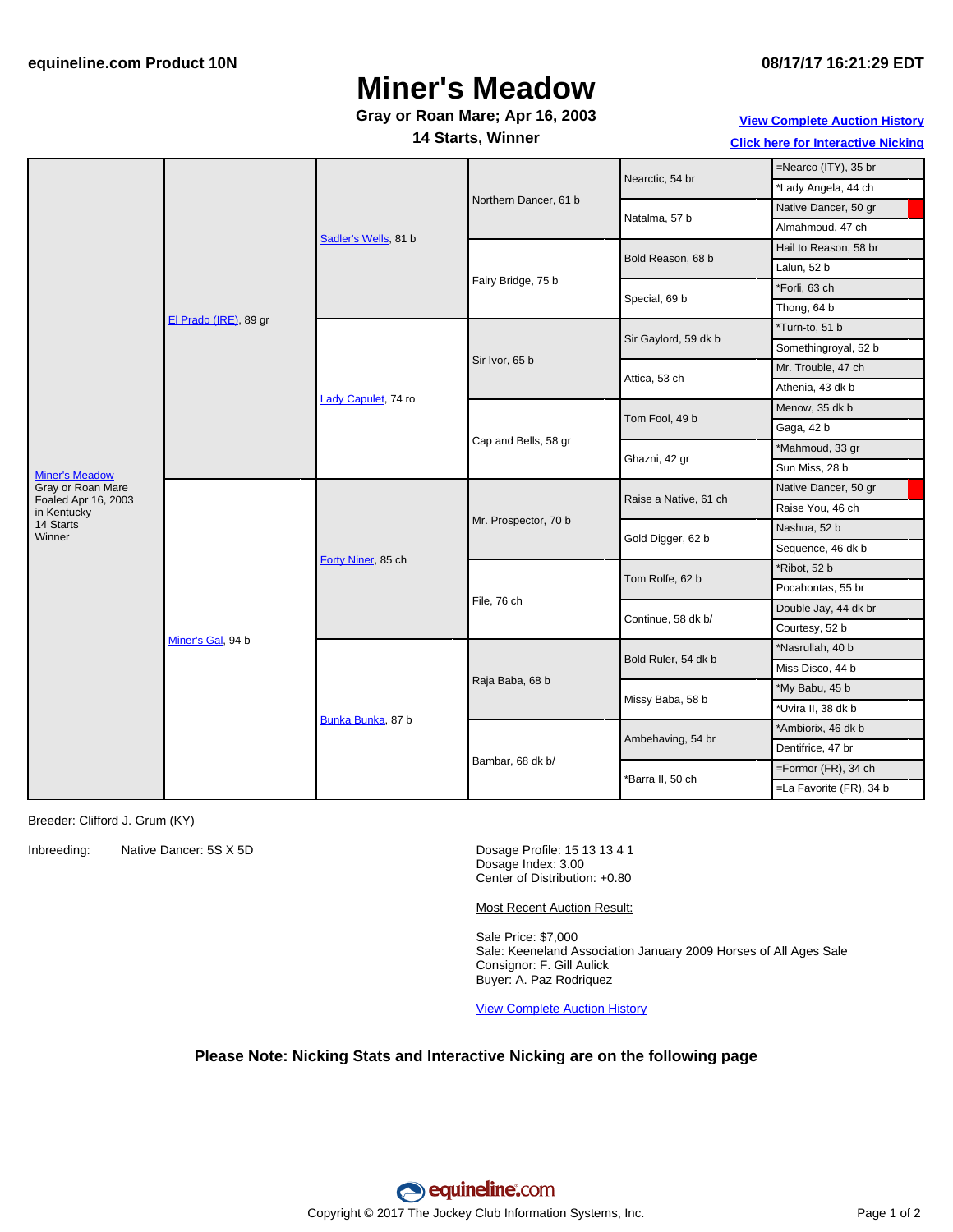equineline.com Product 10N

08/17/17 16:21:29 EDT

# Miner's Meadow

**Gray or Roan Mare; Apr 16, 2003**

**14 Starts, Winner**

View Complete Auction History

Click here for Interactive Nicking

| Horse | Sire/Dam | 2nd Gen | 3rd Gen | 4th Gen | 5th Gen |
|---|---|---|---|---|---|
| Miner's Meadow<br>Gray or Roan Mare<br>Foaled Apr 16, 2003<br>in Kentucky<br>14 Starts<br>Winner | El Prado (IRE), 89 gr | Sadler's Wells, 81 b | Northern Dancer, 61 b | Nearctic, 54 br | =Nearco (ITY), 35 br |
| | | | | | *Lady Angela, 44 ch |
| | | | | Natalma, 57 b | Native Dancer, 50 gr |
| | | | | | Almahmoud, 47 ch |
| | | | Fairy Bridge, 75 b | Bold Reason, 68 b | Hail to Reason, 58 br |
| | | | | | Lalun, 52 b |
| | | | | Special, 69 b | *Forli, 63 ch |
| | | | | | Thong, 64 b |
| | | Lady Capulet, 74 ro | Sir Ivor, 65 b | Sir Gaylord, 59 dk b | *Turn-to, 51 b |
| | | | | | Somethingroyal, 52 b |
| | | | | Attica, 53 ch | Mr. Trouble, 47 ch |
| | | | | | Athenia, 43 dk b |
| | | | Cap and Bells, 58 gr | Tom Fool, 49 b | Menow, 35 dk b |
| | | | | | Gaga, 42 b |
| | | | | Ghazni, 42 gr | *Mahmoud, 33 gr |
| | | | | | Sun Miss, 28 b |
| | Miner's Gal, 94 b | Forty Niner, 85 ch | Mr. Prospector, 70 b | Raise a Native, 61 ch | Native Dancer, 50 gr |
| | | | | | Raise You, 46 ch |
| | | | | Gold Digger, 62 b | Nashua, 52 b |
| | | | | | Sequence, 46 dk b |
| | | | File, 76 ch | Tom Rolfe, 62 b | *Ribot, 52 b |
| | | | | | Pocahontas, 55 br |
| | | | | Continue, 58 dk b/ | Double Jay, 44 dk br |
| | | | | | Courtesy, 52 b |
| | | Bunka Bunka, 87 b | Raja Baba, 68 b | Bold Ruler, 54 dk b | *Nasrullah, 40 b |
| | | | | | Miss Disco, 44 b |
| | | | | Missy Baba, 58 b | *My Babu, 45 b |
| | | | | | *Uvira II, 38 dk b |
| | | | Bambar, 68 dk b/ | Ambehaving, 54 br | *Ambiorix, 46 dk b |
| | | | | | Dentifrice, 47 br |
| | | | | *Barra II, 50 ch | =Formor (FR), 34 ch |
| | | | | | =La Favorite (FR), 34 b |

Breeder: Clifford J. Grum (KY)

Inbreeding: Native Dancer: 5S X 5D

Dosage Profile: 15 13 13 4 1
Dosage Index: 3.00
Center of Distribution: +0.80

Most Recent Auction Result:

Sale Price: $7,000
Sale: Keeneland Association January 2009 Horses of All Ages Sale
Consignor: F. Gill Aulick
Buyer: A. Paz Rodriquez

View Complete Auction History

**Please Note: Nicking Stats and Interactive Nicking are on the following page**

Copyright © 2017 The Jockey Club Information Systems, Inc.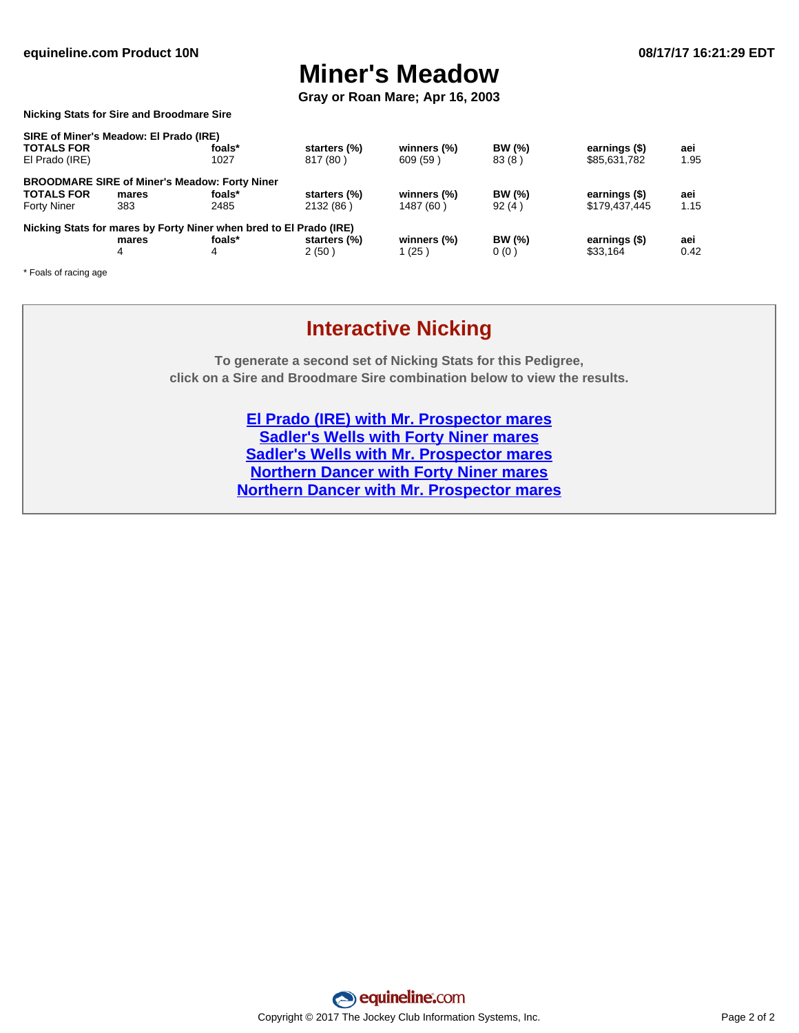# Miner's Meadow

**Gray or Roan Mare; Apr 16, 2003**

**Nicking Stats for Sire and Broodmare Sire**

**SIRE of Miner's Meadow: El Prado (IRE)**

| TOTALS FOR | | foals* | starters (%) | winners (%) | BW (%) | earnings ($) | aei |
|---|---|---|---|---|---|---|---|
| El Prado (IRE) | | 1027 | 817 (80 ) | 609 (59 ) | 83 (8 ) | $85,631,782 | 1.95 |

**BROODMARE SIRE of Miner's Meadow: Forty Niner**

| TOTALS FOR | mares | foals* | starters (%) | winners (%) | BW (%) | earnings ($) | aei |
|---|---|---|---|---|---|---|---|
| Forty Niner | 383 | 2485 | 2132 (86 ) | 1487 (60 ) | 92 (4 ) | $179,437,445 | 1.15 |

**Nicking Stats for mares by Forty Niner when bred to El Prado (IRE)**

| | mares | foals* | starters (%) | winners (%) | BW (%) | earnings ($) | aei |
|---|---|---|---|---|---|---|---|
| | 4 | 4 | 2 (50 ) | 1 (25 ) | 0 (0 ) | $33,164 | 0.42 |

\* Foals of racing age

## Interactive Nicking

**To generate a second set of Nicking Stats for this Pedigree, click on a Sire and Broodmare Sire combination below to view the results.**

**El Prado (IRE) with Mr. Prospector mares**
**Sadler's Wells with Forty Niner mares**
**Sadler's Wells with Mr. Prospector mares**
**Northern Dancer with Forty Niner mares**
**Northern Dancer with Mr. Prospector mares**